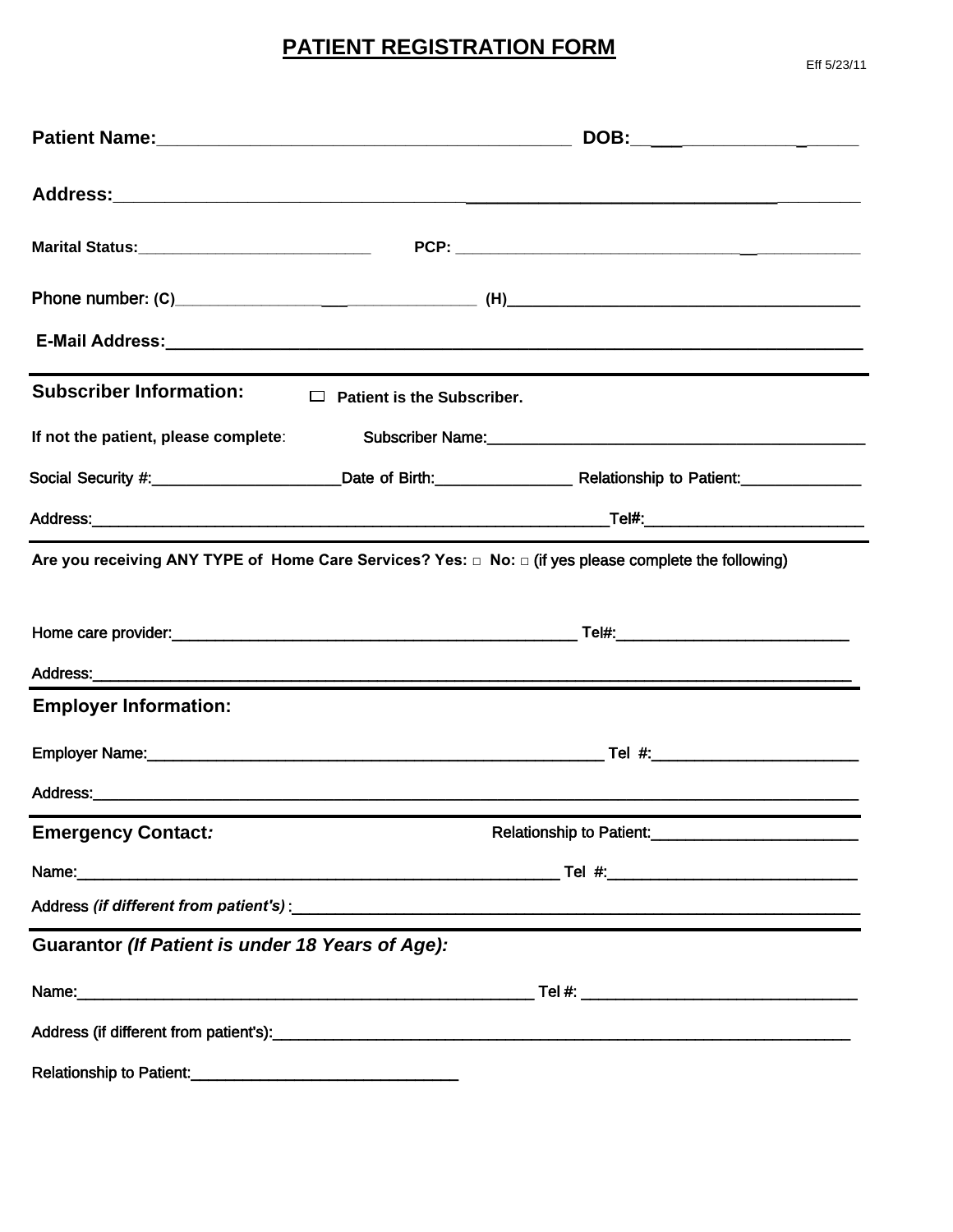# PATIENT REGISTRATION FORM

Eff 5/23/11

**Patient Name:**_________________________________________ **DOB:**_______________________

**Address:**______________________________________________________________________________

**Marital Status:**___________________________ **PCP:** ____________________________________

Phone number: (C)_________________________________ (H)______________________________________

**E-Mail Address:**________________________________________________________________________

---

**Subscriber Information:** ☐ **Patient is the Subscriber.**

**If not the patient, please complete**: Subscriber Name:_____________________________________________

Social Security #:______________________Date of Birth:________________ Relationship to Patient:______________

Address:_______________________________________________________________Tel#:_________________________

---

**Are you receiving ANY TYPE of Home Care Services? Yes:** □ **No:** □ (if yes please complete the following)

Home care provider:_________________________________________________ Tel#:___________________________

Address:_____________________________________________________________________________________________

---

**Employer Information:**

Employer Name:_______________________________________________________ Tel #:________________________

Address:_____________________________________________________________________________________________

---

**Emergency Contact*:*** Relationship to Patient:________________________

Name:___________________________________________________________ Tel #:_____________________________

Address *(if different from patient's)* :__________________________________________________________________

---

**Guarantor *(If Patient is under 18 Years of Age):***

Name:_______________________________________________________ Tel #: ________________________________

Address (if different from patient's):_________________________________________________________________

Relationship to Patient:________________________________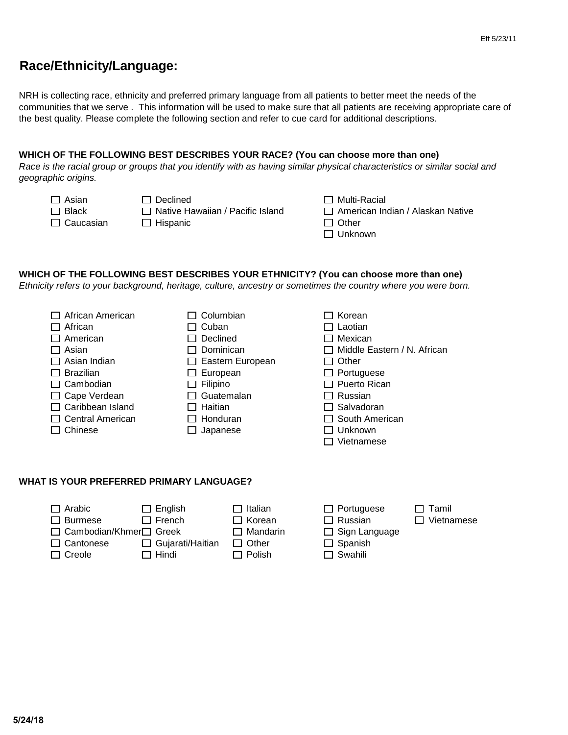Eff 5/23/11

## Race/Ethnicity/Language:

NRH is collecting race, ethnicity and preferred primary language from all patients to better meet the needs of the communities that we serve . This information will be used to make sure that all patients are receiving appropriate care of the best quality. Please complete the following section and refer to cue card for additional descriptions.

**WHICH OF THE FOLLOWING BEST DESCRIBES YOUR RACE? (You can choose more than one)**

*Race is the racial group or groups that you identify with as having similar physical characteristics or similar social and geographic origins.*

- ☐ Asian
- ☐ Black
- ☐ Caucasian
- ☐ Declined
- ☐ Native Hawaiian / Pacific Island
- ☐ Hispanic
- ☐ Multi-Racial
- ☐ American Indian / Alaskan Native
- ☐ Other
- ☐ Unknown

**WHICH OF THE FOLLOWING BEST DESCRIBES YOUR ETHNICITY? (You can choose more than one)**

*Ethnicity refers to your background, heritage, culture, ancestry or sometimes the country where you were born.*

- ☐ African American
- ☐ African
- ☐ American
- ☐ Asian
- ☐ Asian Indian
- ☐ Brazilian
- ☐ Cambodian
- ☐ Cape Verdean
- ☐ Caribbean Island
- ☐ Central American
- ☐ Chinese
- ☐ Columbian
- ☐ Cuban
- ☐ Declined
- ☐ Dominican
- ☐ Eastern European
- ☐ European
- ☐ Filipino
- ☐ Guatemalan
- ☐ Haitian
- ☐ Honduran
- ☐ Japanese
- ☐ Korean
- ☐ Laotian
- ☐ Mexican
- ☐ Middle Eastern / N. African
- ☐ Other
- ☐ Portuguese
- ☐ Puerto Rican
- ☐ Russian
- ☐ Salvadoran
- ☐ South American
- ☐ Unknown
- ☐ Vietnamese

**WHAT IS YOUR PREFERRED PRIMARY LANGUAGE?**

- ☐ Arabic
- ☐ Burmese
- ☐ Cambodian/Khmer
- ☐ Cantonese
- ☐ Creole
- ☐ English
- ☐ French
- ☐ Greek
- ☐ Gujarati/Haitian
- ☐ Hindi
- ☐ Italian
- ☐ Korean
- ☐ Mandarin
- ☐ Other
- ☐ Polish
- ☐ Portuguese
- ☐ Russian
- ☐ Sign Language
- ☐ Spanish
- ☐ Swahili
- ☐ Tamil
- ☐ Vietnamese

**5/24/18**